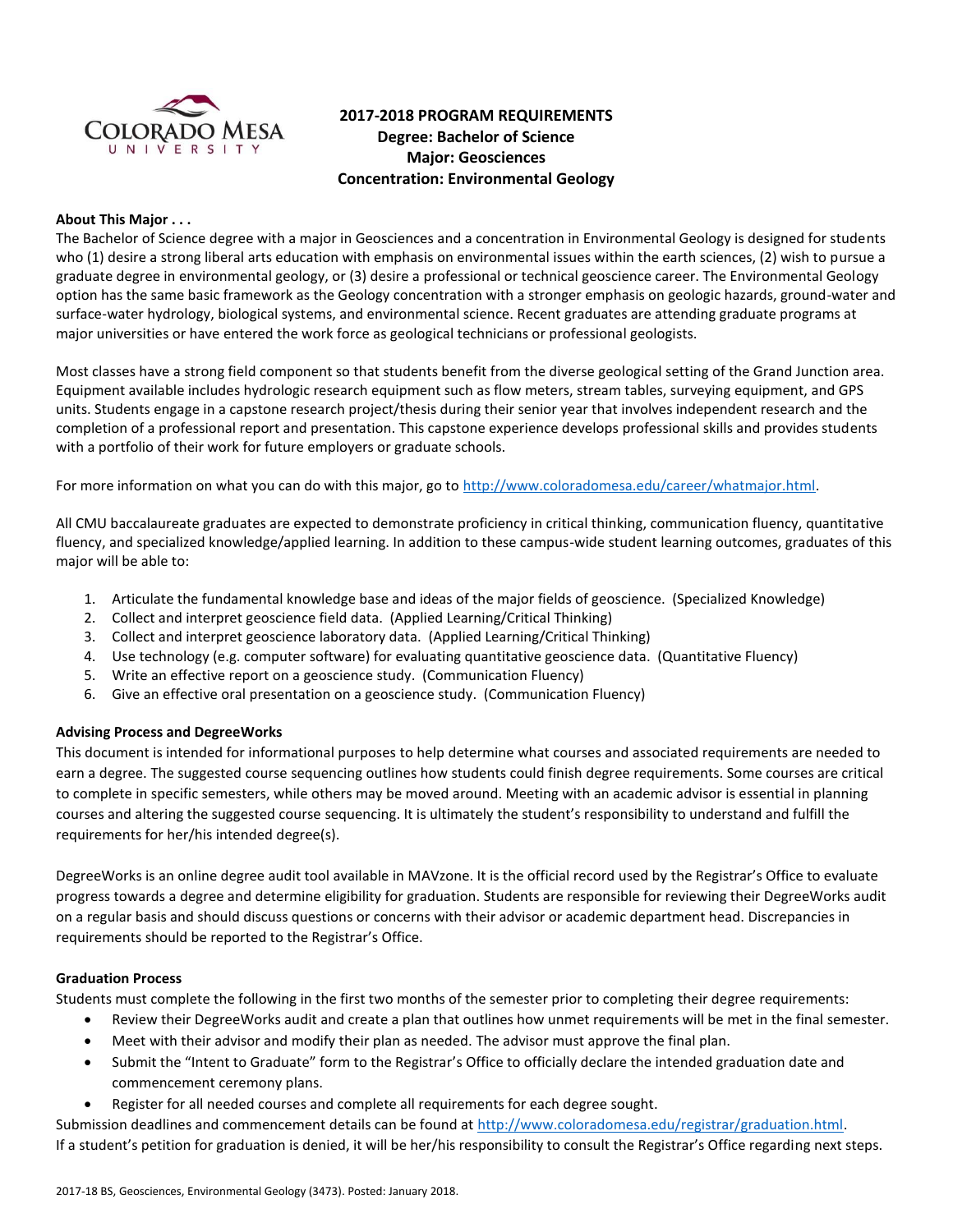# 2017-2018 PROGRAM REQUIREMENTS
## Degree: Bachelor of Science
## Major: Geosciences
## Concentration: Environmental Geology

**About This Major . . .**

The Bachelor of Science degree with a major in Geosciences and a concentration in Environmental Geology is designed for students who (1) desire a strong liberal arts education with emphasis on environmental issues within the earth sciences, (2) wish to pursue a graduate degree in environmental geology, or (3) desire a professional or technical geoscience career. The Environmental Geology option has the same basic framework as the Geology concentration with a stronger emphasis on geologic hazards, ground-water and surface-water hydrology, biological systems, and environmental science. Recent graduates are attending graduate programs at major universities or have entered the work force as geological technicians or professional geologists.

Most classes have a strong field component so that students benefit from the diverse geological setting of the Grand Junction area. Equipment available includes hydrologic research equipment such as flow meters, stream tables, surveying equipment, and GPS units. Students engage in a capstone research project/thesis during their senior year that involves independent research and the completion of a professional report and presentation. This capstone experience develops professional skills and provides students with a portfolio of their work for future employers or graduate schools.

For more information on what you can do with this major, go to http://www.coloradomesa.edu/career/whatmajor.html.

All CMU baccalaureate graduates are expected to demonstrate proficiency in critical thinking, communication fluency, quantitative fluency, and specialized knowledge/applied learning. In addition to these campus-wide student learning outcomes, graduates of this major will be able to:

1. Articulate the fundamental knowledge base and ideas of the major fields of geoscience. (Specialized Knowledge)
2. Collect and interpret geoscience field data. (Applied Learning/Critical Thinking)
3. Collect and interpret geoscience laboratory data. (Applied Learning/Critical Thinking)
4. Use technology (e.g. computer software) for evaluating quantitative geoscience data. (Quantitative Fluency)
5. Write an effective report on a geoscience study. (Communication Fluency)
6. Give an effective oral presentation on a geoscience study. (Communication Fluency)

**Advising Process and DegreeWorks**

This document is intended for informational purposes to help determine what courses and associated requirements are needed to earn a degree. The suggested course sequencing outlines how students could finish degree requirements. Some courses are critical to complete in specific semesters, while others may be moved around. Meeting with an academic advisor is essential in planning courses and altering the suggested course sequencing. It is ultimately the student's responsibility to understand and fulfill the requirements for her/his intended degree(s).

DegreeWorks is an online degree audit tool available in MAVzone. It is the official record used by the Registrar's Office to evaluate progress towards a degree and determine eligibility for graduation. Students are responsible for reviewing their DegreeWorks audit on a regular basis and should discuss questions or concerns with their advisor or academic department head. Discrepancies in requirements should be reported to the Registrar's Office.

**Graduation Process**

Students must complete the following in the first two months of the semester prior to completing their degree requirements:

- Review their DegreeWorks audit and create a plan that outlines how unmet requirements will be met in the final semester.
- Meet with their advisor and modify their plan as needed. The advisor must approve the final plan.
- Submit the "Intent to Graduate" form to the Registrar's Office to officially declare the intended graduation date and commencement ceremony plans.
- Register for all needed courses and complete all requirements for each degree sought.

Submission deadlines and commencement details can be found at http://www.coloradomesa.edu/registrar/graduation.html.
If a student's petition for graduation is denied, it will be her/his responsibility to consult the Registrar's Office regarding next steps.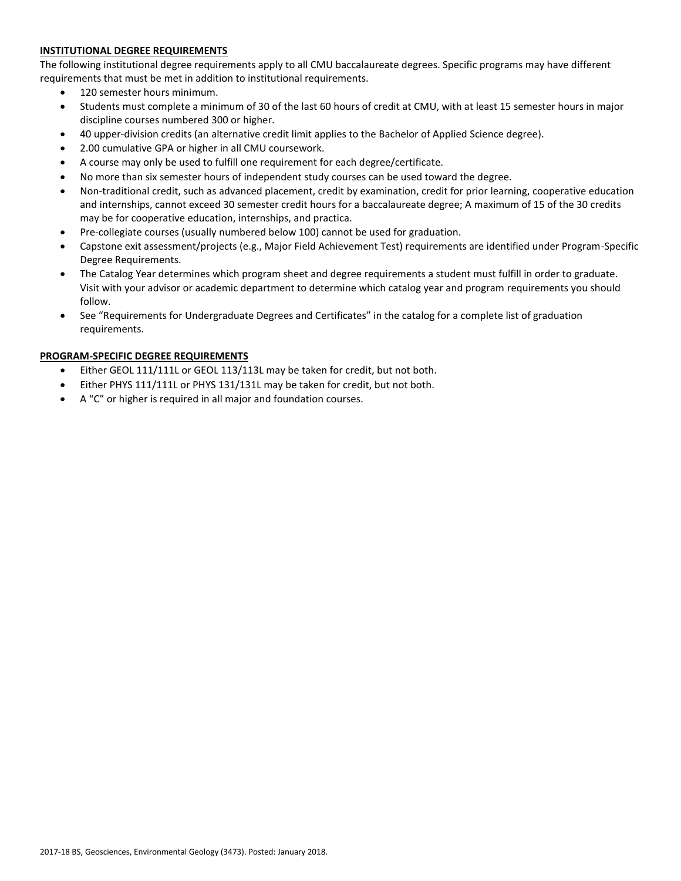## INSTITUTIONAL DEGREE REQUIREMENTS

The following institutional degree requirements apply to all CMU baccalaureate degrees. Specific programs may have different requirements that must be met in addition to institutional requirements.

- 120 semester hours minimum.
- Students must complete a minimum of 30 of the last 60 hours of credit at CMU, with at least 15 semester hours in major discipline courses numbered 300 or higher.
- 40 upper-division credits (an alternative credit limit applies to the Bachelor of Applied Science degree).
- 2.00 cumulative GPA or higher in all CMU coursework.
- A course may only be used to fulfill one requirement for each degree/certificate.
- No more than six semester hours of independent study courses can be used toward the degree.
- Non-traditional credit, such as advanced placement, credit by examination, credit for prior learning, cooperative education and internships, cannot exceed 30 semester credit hours for a baccalaureate degree; A maximum of 15 of the 30 credits may be for cooperative education, internships, and practica.
- Pre-collegiate courses (usually numbered below 100) cannot be used for graduation.
- Capstone exit assessment/projects (e.g., Major Field Achievement Test) requirements are identified under Program-Specific Degree Requirements.
- The Catalog Year determines which program sheet and degree requirements a student must fulfill in order to graduate. Visit with your advisor or academic department to determine which catalog year and program requirements you should follow.
- See "Requirements for Undergraduate Degrees and Certificates" in the catalog for a complete list of graduation requirements.

## PROGRAM-SPECIFIC DEGREE REQUIREMENTS

- Either GEOL 111/111L or GEOL 113/113L may be taken for credit, but not both.
- Either PHYS 111/111L or PHYS 131/131L may be taken for credit, but not both.
- A "C" or higher is required in all major and foundation courses.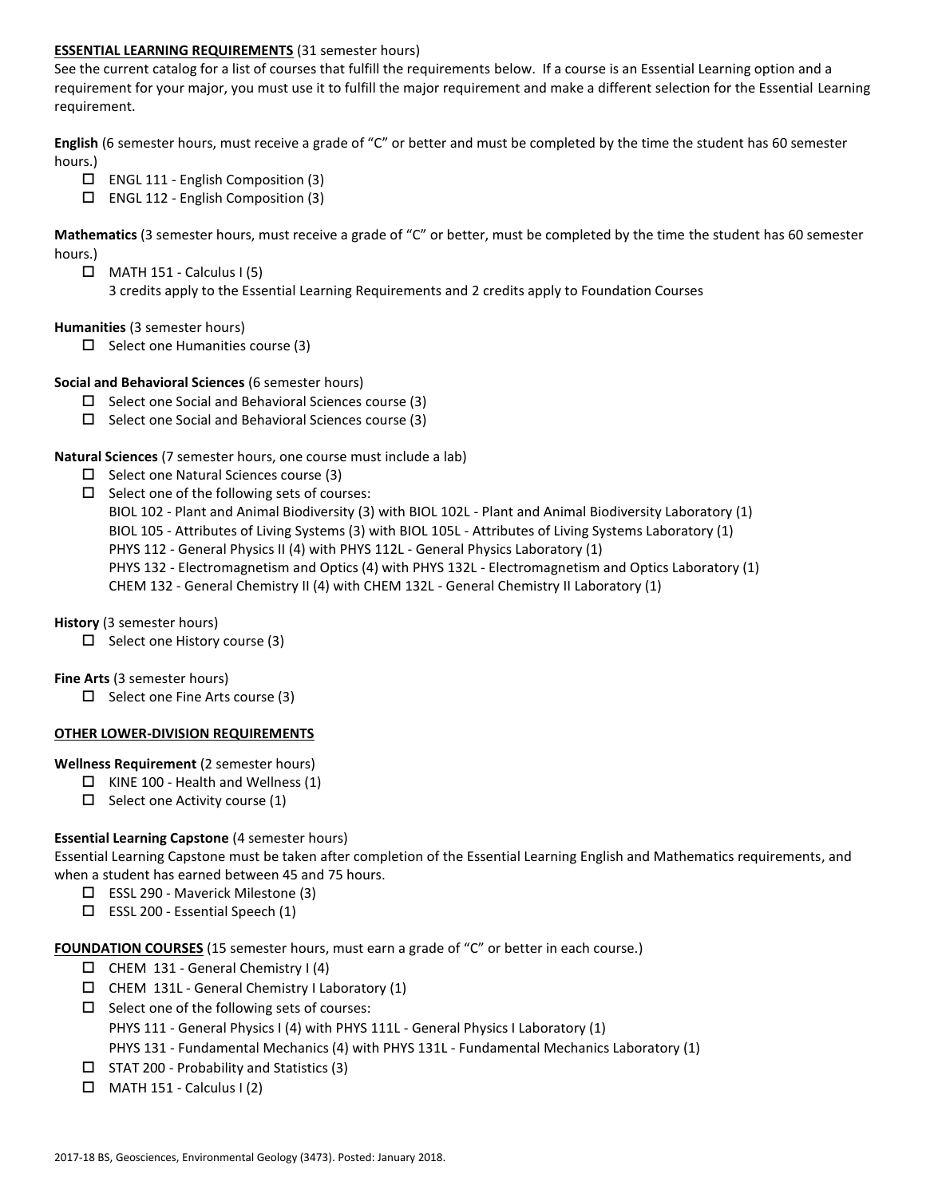**ESSENTIAL LEARNING REQUIREMENTS** (31 semester hours)

See the current catalog for a list of courses that fulfill the requirements below. If a course is an Essential Learning option and a requirement for your major, you must use it to fulfill the major requirement and make a different selection for the Essential Learning requirement.

**English** (6 semester hours, must receive a grade of "C" or better and must be completed by the time the student has 60 semester hours.)

- ☐ ENGL 111 - English Composition (3)
- ☐ ENGL 112 - English Composition (3)

**Mathematics** (3 semester hours, must receive a grade of "C" or better, must be completed by the time the student has 60 semester hours.)

- ☐ MATH 151 - Calculus I (5)
  3 credits apply to the Essential Learning Requirements and 2 credits apply to Foundation Courses

**Humanities** (3 semester hours)

- ☐ Select one Humanities course (3)

**Social and Behavioral Sciences** (6 semester hours)

- ☐ Select one Social and Behavioral Sciences course (3)
- ☐ Select one Social and Behavioral Sciences course (3)

**Natural Sciences** (7 semester hours, one course must include a lab)

- ☐ Select one Natural Sciences course (3)
- ☐ Select one of the following sets of courses:
  BIOL 102 - Plant and Animal Biodiversity (3) with BIOL 102L - Plant and Animal Biodiversity Laboratory (1)
  BIOL 105 - Attributes of Living Systems (3) with BIOL 105L - Attributes of Living Systems Laboratory (1)
  PHYS 112 - General Physics II (4) with PHYS 112L - General Physics Laboratory (1)
  PHYS 132 - Electromagnetism and Optics (4) with PHYS 132L - Electromagnetism and Optics Laboratory (1)
  CHEM 132 - General Chemistry II (4) with CHEM 132L - General Chemistry II Laboratory (1)

**History** (3 semester hours)

- ☐ Select one History course (3)

**Fine Arts** (3 semester hours)

- ☐ Select one Fine Arts course (3)

**OTHER LOWER-DIVISION REQUIREMENTS**

**Wellness Requirement** (2 semester hours)

- ☐ KINE 100 - Health and Wellness (1)
- ☐ Select one Activity course (1)

**Essential Learning Capstone** (4 semester hours)

Essential Learning Capstone must be taken after completion of the Essential Learning English and Mathematics requirements, and when a student has earned between 45 and 75 hours.

- ☐ ESSL 290 - Maverick Milestone (3)
- ☐ ESSL 200 - Essential Speech (1)

**FOUNDATION COURSES** (15 semester hours, must earn a grade of "C" or better in each course.)

- ☐ CHEM 131 - General Chemistry I (4)
- ☐ CHEM 131L - General Chemistry I Laboratory (1)
- ☐ Select one of the following sets of courses:
  PHYS 111 - General Physics I (4) with PHYS 111L - General Physics I Laboratory (1)
  PHYS 131 - Fundamental Mechanics (4) with PHYS 131L - Fundamental Mechanics Laboratory (1)
- ☐ STAT 200 - Probability and Statistics (3)
- ☐ MATH 151 - Calculus I (2)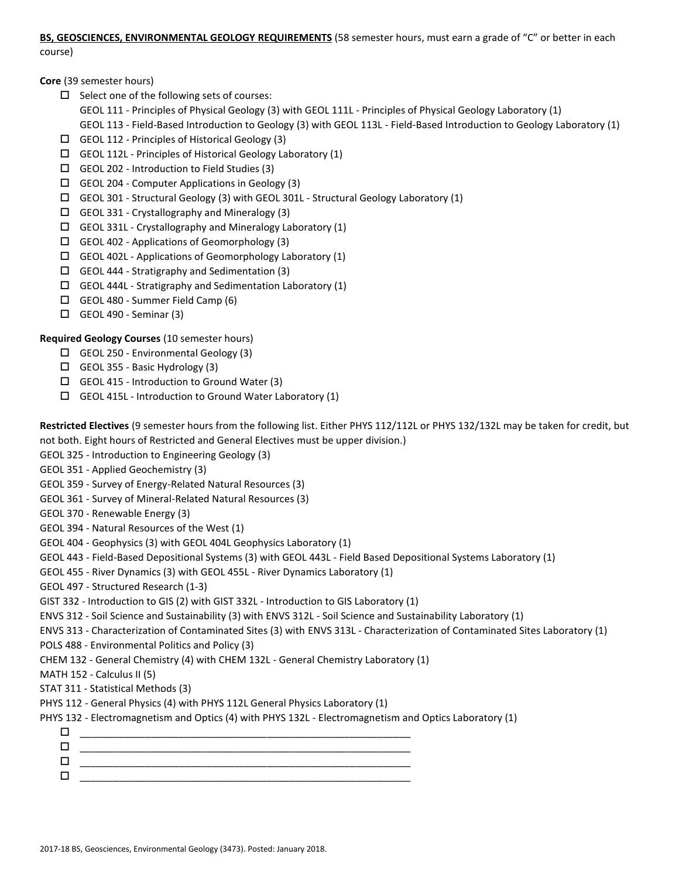**BS, GEOSCIENCES, ENVIRONMENTAL GEOLOGY REQUIREMENTS** (58 semester hours, must earn a grade of "C" or better in each course)

**Core** (39 semester hours)

- ☐ Select one of the following sets of courses:
  GEOL 111 - Principles of Physical Geology (3) with GEOL 111L - Principles of Physical Geology Laboratory (1)
  GEOL 113 - Field-Based Introduction to Geology (3) with GEOL 113L - Field-Based Introduction to Geology Laboratory (1)
- ☐ GEOL 112 - Principles of Historical Geology (3)
- ☐ GEOL 112L - Principles of Historical Geology Laboratory (1)
- ☐ GEOL 202 - Introduction to Field Studies (3)
- ☐ GEOL 204 - Computer Applications in Geology (3)
- ☐ GEOL 301 - Structural Geology (3) with GEOL 301L - Structural Geology Laboratory (1)
- ☐ GEOL 331 - Crystallography and Mineralogy (3)
- ☐ GEOL 331L - Crystallography and Mineralogy Laboratory (1)
- ☐ GEOL 402 - Applications of Geomorphology (3)
- ☐ GEOL 402L - Applications of Geomorphology Laboratory (1)
- ☐ GEOL 444 - Stratigraphy and Sedimentation (3)
- ☐ GEOL 444L - Stratigraphy and Sedimentation Laboratory (1)
- ☐ GEOL 480 - Summer Field Camp (6)
- ☐ GEOL 490 - Seminar (3)

**Required Geology Courses** (10 semester hours)

- ☐ GEOL 250 - Environmental Geology (3)
- ☐ GEOL 355 - Basic Hydrology (3)
- ☐ GEOL 415 - Introduction to Ground Water (3)
- ☐ GEOL 415L - Introduction to Ground Water Laboratory (1)

**Restricted Electives** (9 semester hours from the following list. Either PHYS 112/112L or PHYS 132/132L may be taken for credit, but not both. Eight hours of Restricted and General Electives must be upper division.)

GEOL 325 - Introduction to Engineering Geology (3)
GEOL 351 - Applied Geochemistry (3)
GEOL 359 - Survey of Energy-Related Natural Resources (3)
GEOL 361 - Survey of Mineral-Related Natural Resources (3)
GEOL 370 - Renewable Energy (3)
GEOL 394 - Natural Resources of the West (1)
GEOL 404 - Geophysics (3) with GEOL 404L Geophysics Laboratory (1)
GEOL 443 - Field-Based Depositional Systems (3) with GEOL 443L - Field Based Depositional Systems Laboratory (1)
GEOL 455 - River Dynamics (3) with GEOL 455L - River Dynamics Laboratory (1)
GEOL 497 - Structured Research (1-3)
GIST 332 - Introduction to GIS (2) with GIST 332L - Introduction to GIS Laboratory (1)
ENVS 312 - Soil Science and Sustainability (3) with ENVS 312L - Soil Science and Sustainability Laboratory (1)
ENVS 313 - Characterization of Contaminated Sites (3) with ENVS 313L - Characterization of Contaminated Sites Laboratory (1)
POLS 488 - Environmental Politics and Policy (3)
CHEM 132 - General Chemistry (4) with CHEM 132L - General Chemistry Laboratory (1)
MATH 152 - Calculus II (5)
STAT 311 - Statistical Methods (3)
PHYS 112 - General Physics (4) with PHYS 112L General Physics Laboratory (1)
PHYS 132 - Electromagnetism and Optics (4) with PHYS 132L - Electromagnetism and Optics Laboratory (1)

- ☐ ____________________________________________________________
- ☐ ____________________________________________________________
- ☐ ____________________________________________________________
- ☐ ____________________________________________________________

2017-18 BS, Geosciences, Environmental Geology (3473). Posted: January 2018.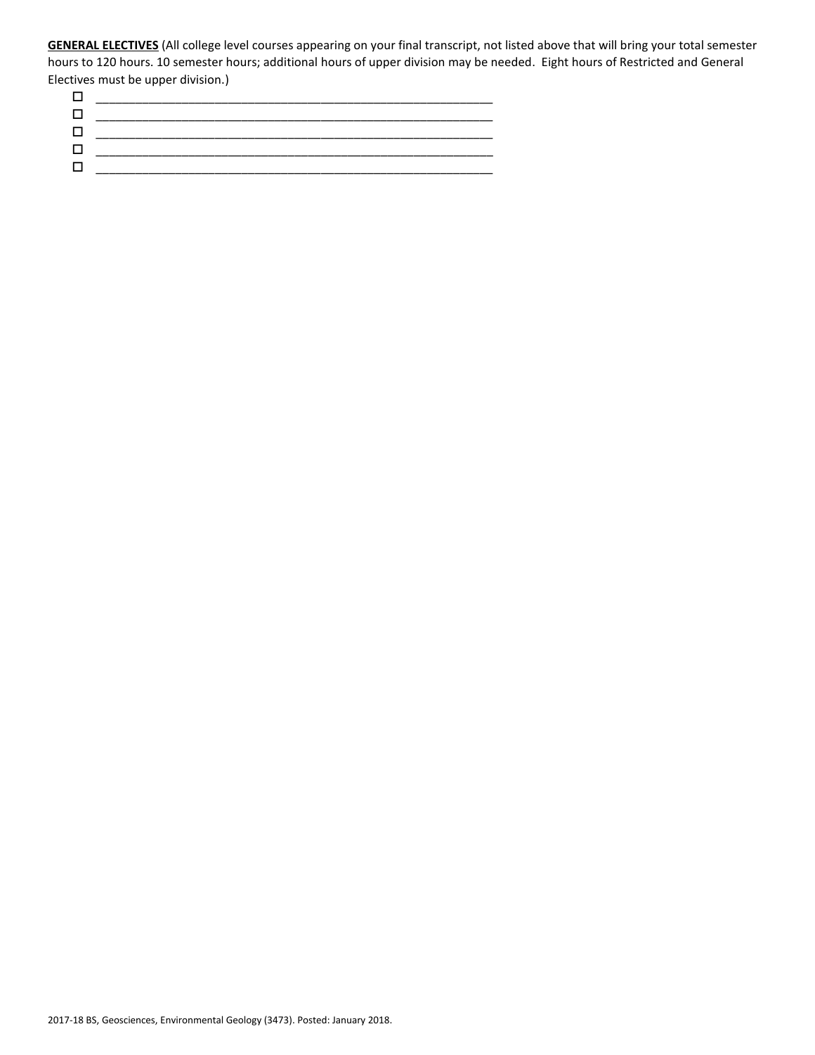**GENERAL ELECTIVES** (All college level courses appearing on your final transcript, not listed above that will bring your total semester hours to 120 hours. 10 semester hours; additional hours of upper division may be needed. Eight hours of Restricted and General Electives must be upper division.)

- ☐ ______________________________________________________________
- ☐ ______________________________________________________________
- ☐ ______________________________________________________________
- ☐ ______________________________________________________________
- ☐ ______________________________________________________________

2017-18 BS, Geosciences, Environmental Geology (3473). Posted: January 2018.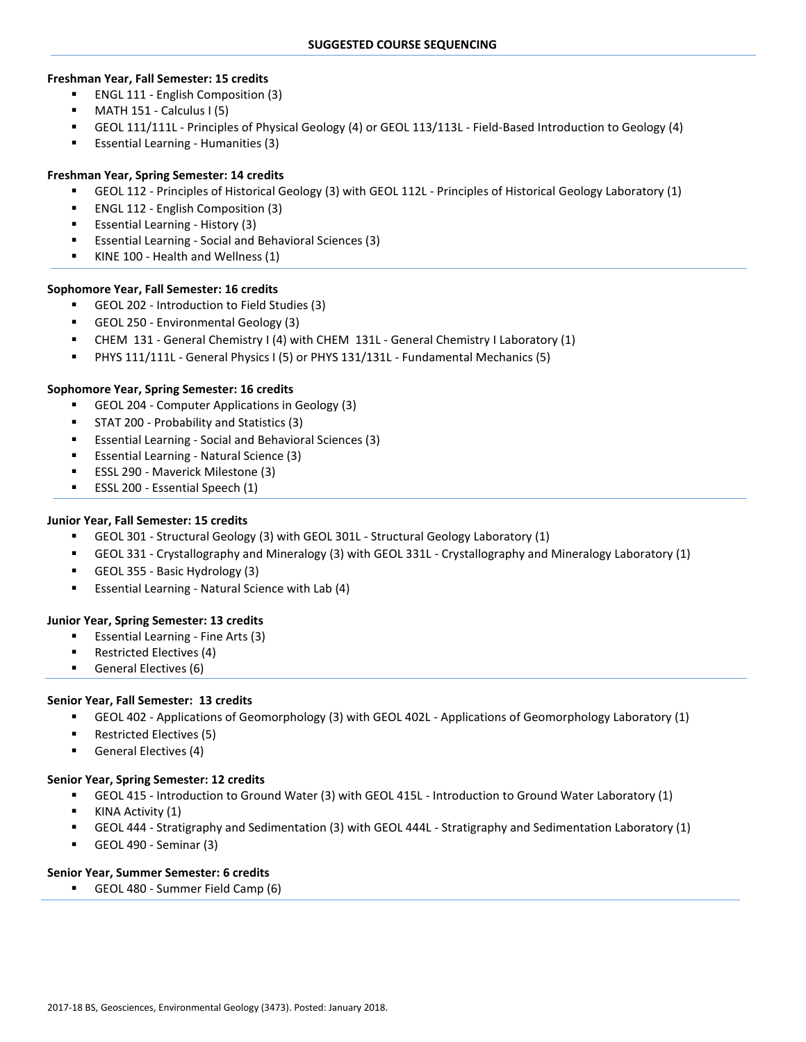## SUGGESTED COURSE SEQUENCING

**Freshman Year, Fall Semester: 15 credits**

- ENGL 111 - English Composition (3)
- MATH 151 - Calculus I (5)
- GEOL 111/111L - Principles of Physical Geology (4) or GEOL 113/113L - Field-Based Introduction to Geology (4)
- Essential Learning - Humanities (3)

**Freshman Year, Spring Semester: 14 credits**

- GEOL 112 - Principles of Historical Geology (3) with GEOL 112L - Principles of Historical Geology Laboratory (1)
- ENGL 112 - English Composition (3)
- Essential Learning - History (3)
- Essential Learning - Social and Behavioral Sciences (3)
- KINE 100 - Health and Wellness (1)

**Sophomore Year, Fall Semester: 16 credits**

- GEOL 202 - Introduction to Field Studies (3)
- GEOL 250 - Environmental Geology (3)
- CHEM 131 - General Chemistry I (4) with CHEM 131L - General Chemistry I Laboratory (1)
- PHYS 111/111L - General Physics I (5) or PHYS 131/131L - Fundamental Mechanics (5)

**Sophomore Year, Spring Semester: 16 credits**

- GEOL 204 - Computer Applications in Geology (3)
- STAT 200 - Probability and Statistics (3)
- Essential Learning - Social and Behavioral Sciences (3)
- Essential Learning - Natural Science (3)
- ESSL 290 - Maverick Milestone (3)
- ESSL 200 - Essential Speech (1)

**Junior Year, Fall Semester: 15 credits**

- GEOL 301 - Structural Geology (3) with GEOL 301L - Structural Geology Laboratory (1)
- GEOL 331 - Crystallography and Mineralogy (3) with GEOL 331L - Crystallography and Mineralogy Laboratory (1)
- GEOL 355 - Basic Hydrology (3)
- Essential Learning - Natural Science with Lab (4)

**Junior Year, Spring Semester: 13 credits**

- Essential Learning - Fine Arts (3)
- Restricted Electives (4)
- General Electives (6)

**Senior Year, Fall Semester: 13 credits**

- GEOL 402 - Applications of Geomorphology (3) with GEOL 402L - Applications of Geomorphology Laboratory (1)
- Restricted Electives (5)
- General Electives (4)

**Senior Year, Spring Semester: 12 credits**

- GEOL 415 - Introduction to Ground Water (3) with GEOL 415L - Introduction to Ground Water Laboratory (1)
- KINA Activity (1)
- GEOL 444 - Stratigraphy and Sedimentation (3) with GEOL 444L - Stratigraphy and Sedimentation Laboratory (1)
- GEOL 490 - Seminar (3)

**Senior Year, Summer Semester: 6 credits**

- GEOL 480 - Summer Field Camp (6)